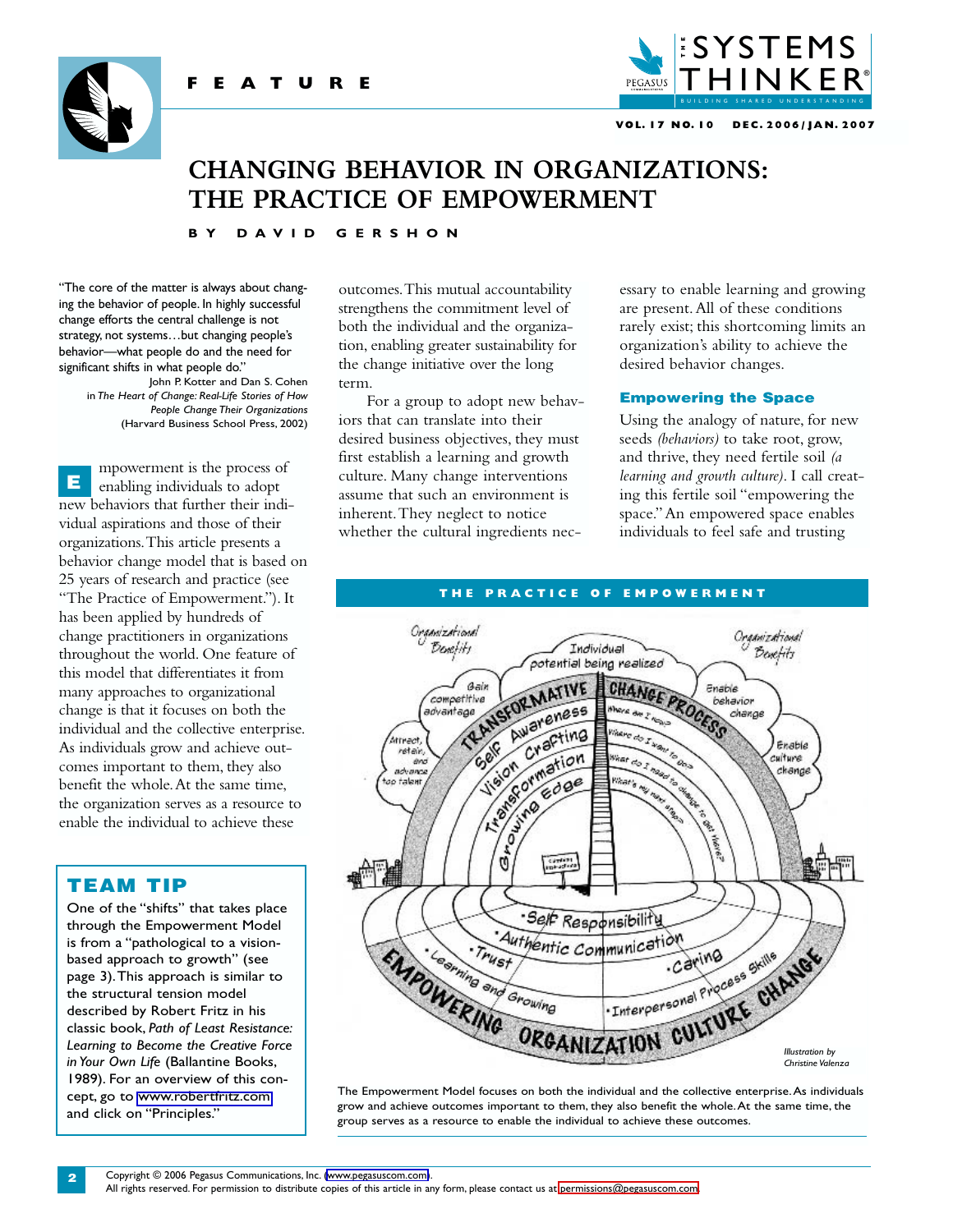# CHANGING BEHAVIOR IN ORGANIZATIONS: THE PRACTICE OF EMPOWERMENT

**BY DAVID GERSHON**

"The core of the matter is always about changing the behavior of people. In highly successful change efforts the central challenge is not strategy, not systems…but changing people's behavior—what people do and the need for significant shifts in what people do."

John P. Kotter and Dan S. Cohen in *The Heart of Change: Real-Life Stories of How People Change Their Organizations* (Harvard Business School Press, 2002)

Empowerment is the process of enabling individuals to adopt new behaviors that further their individual aspirations and those of their organizations. This article presents a behavior change model that is based on 25 years of research and practice (see "The Practice of Empowerment."). It has been applied by hundreds of change practitioners in organizations throughout the world. One feature of this model that differentiates it from many approaches to organizational change is that it focuses on both the individual and the collective enterprise. As individuals grow and achieve outcomes important to them, they also benefit the whole. At the same time, the organization serves as a resource to enable the individual to achieve these outcomes. This mutual accountability strengthens the commitment level of both the individual and the organization, enabling greater sustainability for the change initiative over the long term.

For a group to adopt new behaviors that can translate into their desired business objectives, they must first establish a learning and growth culture. Many change interventions assume that such an environment is inherent. They neglect to notice whether the cultural ingredients necessary to enable learning and growing are present. All of these conditions rarely exist; this shortcoming limits an organization's ability to achieve the desired behavior changes.

## TEAM TIP

One of the "shifts" that takes place through the Empowerment Model is from a "pathological to a vision-based approach to growth" (see page 3). This approach is similar to the structural tension model described by Robert Fritz in his classic book, *Path of Least Resistance: Learning to Become the Creative Force in Your Own Life* (Ballantine Books, 1989). For an overview of this concept, go to www.robertfritz.com and click on "Principles."

### Empowering the Space

Using the analogy of nature, for new seeds *(behaviors)* to take root, grow, and thrive, they need fertile soil *(a learning and growth culture)*. I call creating this fertile soil "empowering the space." An empowered space enables individuals to feel safe and trusting

## THE PRACTICE OF EMPOWERMENT

The Empowerment Model focuses on both the individual and the collective enterprise. As individuals grow and achieve outcomes important to them, they also benefit the whole. At the same time, the group serves as a resource to enable the individual to achieve these outcomes.

Illustration by Christine Valenza

Copyright © 2006 Pegasus Communications, Inc. (www.pegasuscom.com).
All rights reserved. For permission to distribute copies of this article in any form, please contact us at permissions@pegasuscom.com.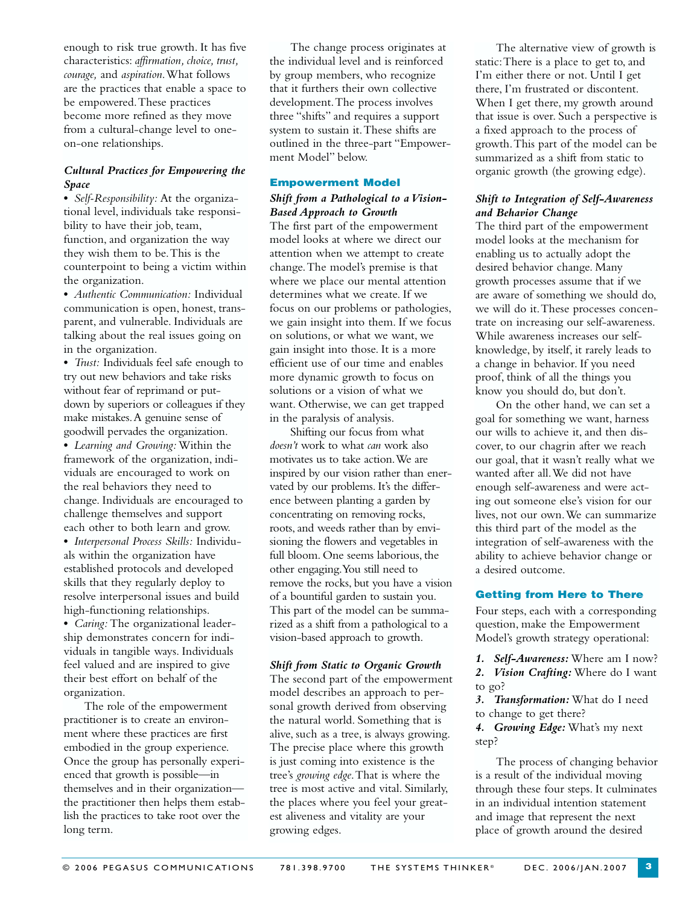enough to risk true growth. It has five characteristics: *affirmation, choice, trust, courage,* and *aspiration*. What follows are the practices that enable a space to be empowered. These practices become more refined as they move from a cultural-change level to one-on-one relationships.

### *Cultural Practices for Empowering the Space*

- *Self-Responsibility:* At the organizational level, individuals take responsibility to have their job, team, function, and organization the way they wish them to be. This is the counterpoint to being a victim within the organization.
- *Authentic Communication:* Individual communication is open, honest, transparent, and vulnerable. Individuals are talking about the real issues going on in the organization.
- *Trust:* Individuals feel safe enough to try out new behaviors and take risks without fear of reprimand or put-down by superiors or colleagues if they make mistakes. A genuine sense of goodwill pervades the organization.
- *Learning and Growing:* Within the framework of the organization, individuals are encouraged to work on the real behaviors they need to change. Individuals are encouraged to challenge themselves and support each other to both learn and grow.
- *Interpersonal Process Skills:* Individuals within the organization have established protocols and developed skills that they regularly deploy to resolve interpersonal issues and build high-functioning relationships.
- *Caring:* The organizational leadership demonstrates concern for individuals in tangible ways. Individuals feel valued and are inspired to give their best effort on behalf of the organization.

The role of the empowerment practitioner is to create an environment where these practices are first embodied in the group experience. Once the group has personally experienced that growth is possible—in themselves and in their organization—the practitioner then helps them establish the practices to take root over the long term.

The change process originates at the individual level and is reinforced by group members, who recognize that it furthers their own collective development. The process involves three "shifts" and requires a support system to sustain it. These shifts are outlined in the three-part "Empowerment Model" below.

## Empowerment Model

### *Shift from a Pathological to a Vision-Based Approach to Growth*

The first part of the empowerment model looks at where we direct our attention when we attempt to create change. The model's premise is that where we place our mental attention determines what we create. If we focus on our problems or pathologies, we gain insight into them. If we focus on solutions, or what we want, we gain insight into those. It is a more efficient use of our time and enables more dynamic growth to focus on solutions or a vision of what we want. Otherwise, we can get trapped in the paralysis of analysis.

Shifting our focus from what *doesn't* work to what *can* work also motivates us to take action. We are inspired by our vision rather than enervated by our problems. It's the difference between planting a garden by concentrating on removing rocks, roots, and weeds rather than by envisioning the flowers and vegetables in full bloom. One seems laborious, the other engaging. You still need to remove the rocks, but you have a vision of a bountiful garden to sustain you. This part of the model can be summarized as a shift from a pathological to a vision-based approach to growth.

### *Shift from Static to Organic Growth*

The second part of the empowerment model describes an approach to personal growth derived from observing the natural world. Something that is alive, such as a tree, is always growing. The precise place where this growth is just coming into existence is the tree's *growing edge*. That is where the tree is most active and vital. Similarly, the places where you feel your greatest aliveness and vitality are your growing edges.

The alternative view of growth is static: There is a place to get to, and I'm either there or not. Until I get there, I'm frustrated or discontent. When I get there, my growth around that issue is over. Such a perspective is a fixed approach to the process of growth. This part of the model can be summarized as a shift from static to organic growth (the growing edge).

### *Shift to Integration of Self-Awareness and Behavior Change*

The third part of the empowerment model looks at the mechanism for enabling us to actually adopt the desired behavior change. Many growth processes assume that if we are aware of something we should do, we will do it. These processes concentrate on increasing our self-awareness. While awareness increases our self-knowledge, by itself, it rarely leads to a change in behavior. If you need proof, think of all the things you know you should do, but don't.

On the other hand, we can set a goal for something we want, harness our wills to achieve it, and then discover, to our chagrin after we reach our goal, that it wasn't really what we wanted after all. We did not have enough self-awareness and were acting out someone else's vision for our lives, not our own. We can summarize this third part of the model as the integration of self-awareness with the ability to achieve behavior change or a desired outcome.

## Getting from Here to There

Four steps, each with a corresponding question, make the Empowerment Model's growth strategy operational:

1. ***Self-Awareness:*** Where am I now?
2. ***Vision Crafting:*** Where do I want to go?
3. ***Transformation:*** What do I need to change to get there?
4. ***Growing Edge:*** What's my next step?

The process of changing behavior is a result of the individual moving through these four steps. It culminates in an individual intention statement and image that represent the next place of growth around the desired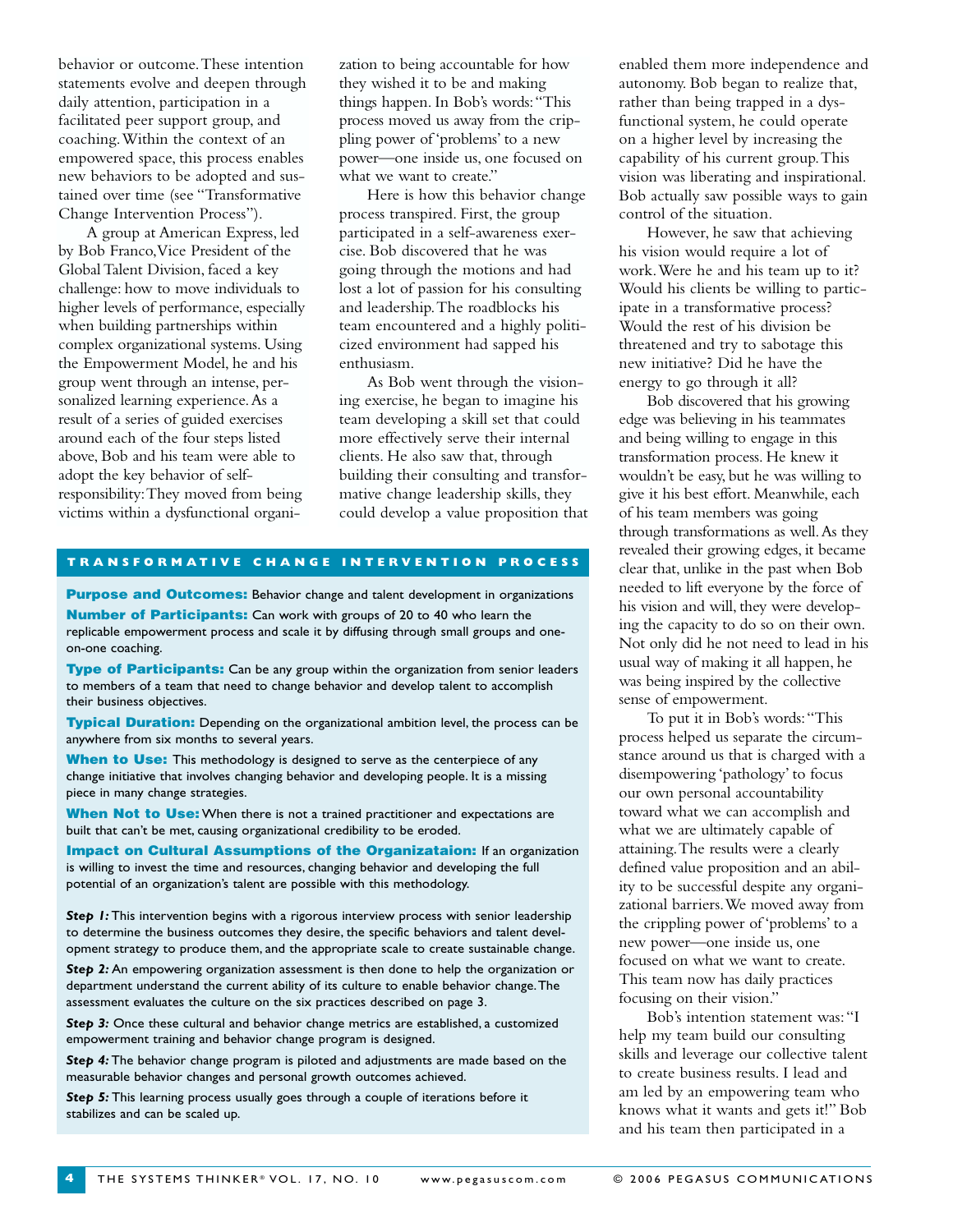behavior or outcome. These intention statements evolve and deepen through daily attention, participation in a facilitated peer support group, and coaching. Within the context of an empowered space, this process enables new behaviors to be adopted and sustained over time (see "Transformative Change Intervention Process").

A group at American Express, led by Bob Franco, Vice President of the Global Talent Division, faced a key challenge: how to move individuals to higher levels of performance, especially when building partnerships within complex organizational systems. Using the Empowerment Model, he and his group went through an intense, personalized learning experience. As a result of a series of guided exercises around each of the four steps listed above, Bob and his team were able to adopt the key behavior of self-responsibility: They moved from being victims within a dysfunctional organization to being accountable for how they wished it to be and making things happen. In Bob's words: "This process moved us away from the crippling power of 'problems' to a new power—one inside us, one focused on what we want to create."

Here is how this behavior change process transpired. First, the group participated in a self-awareness exercise. Bob discovered that he was going through the motions and had lost a lot of passion for his consulting and leadership. The roadblocks his team encountered and a highly politicized environment had sapped his enthusiasm.

As Bob went through the visioning exercise, he began to imagine his team developing a skill set that could more effectively serve their internal clients. He also saw that, through building their consulting and transformative change leadership skills, they could develop a value proposition that enabled them more independence and autonomy. Bob began to realize that, rather than being trapped in a dysfunctional system, he could operate on a higher level by increasing the capability of his current group. This vision was liberating and inspirational. Bob actually saw possible ways to gain control of the situation.

However, he saw that achieving his vision would require a lot of work. Were he and his team up to it? Would his clients be willing to participate in a transformative process? Would the rest of his division be threatened and try to sabotage this new initiative? Did he have the energy to go through it all?

Bob discovered that his growing edge was believing in his teammates and being willing to engage in this transformation process. He knew it wouldn't be easy, but he was willing to give it his best effort. Meanwhile, each of his team members was going through transformations as well. As they revealed their growing edges, it became clear that, unlike in the past when Bob needed to lift everyone by the force of his vision and will, they were developing the capacity to do so on their own. Not only did he not need to lead in his usual way of making it all happen, he was being inspired by the collective sense of empowerment.

To put it in Bob's words: "This process helped us separate the circumstance around us that is charged with a disempowering 'pathology' to focus our own personal accountability toward what we can accomplish and what we are ultimately capable of attaining. The results were a clearly defined value proposition and an ability to be successful despite any organizational barriers. We moved away from the crippling power of 'problems' to a new power—one inside us, one focused on what we want to create. This team now has daily practices focusing on their vision."

Bob's intention statement was: "I help my team build our consulting skills and leverage our collective talent to create business results. I lead and am led by an empowering team who knows what it wants and gets it!" Bob and his team then participated in a

---

## TRANSFORMATIVE CHANGE INTERVENTION PROCESS

**Purpose and Outcomes:** Behavior change and talent development in organizations

**Number of Participants:** Can work with groups of 20 to 40 who learn the replicable empowerment process and scale it by diffusing through small groups and one-on-one coaching.

**Type of Participants:** Can be any group within the organization from senior leaders to members of a team that need to change behavior and develop talent to accomplish their business objectives.

**Typical Duration:** Depending on the organizational ambition level, the process can be anywhere from six months to several years.

**When to Use:** This methodology is designed to serve as the centerpiece of any change initiative that involves changing behavior and developing people. It is a missing piece in many change strategies.

**When Not to Use:** When there is not a trained practitioner and expectations are built that can't be met, causing organizational credibility to be eroded.

**Impact on Cultural Assumptions of the Organizataion:** If an organization is willing to invest the time and resources, changing behavior and developing the full potential of an organization's talent are possible with this methodology.

***Step 1:*** This intervention begins with a rigorous interview process with senior leadership to determine the business outcomes they desire, the specific behaviors and talent development strategy to produce them, and the appropriate scale to create sustainable change.

***Step 2:*** An empowering organization assessment is then done to help the organization or department understand the current ability of its culture to enable behavior change. The assessment evaluates the culture on the six practices described on page 3.

***Step 3:*** Once these cultural and behavior change metrics are established, a customized empowerment training and behavior change program is designed.

***Step 4:*** The behavior change program is piloted and adjustments are made based on the measurable behavior changes and personal growth outcomes achieved.

***Step 5:*** This learning process usually goes through a couple of iterations before it stabilizes and can be scaled up.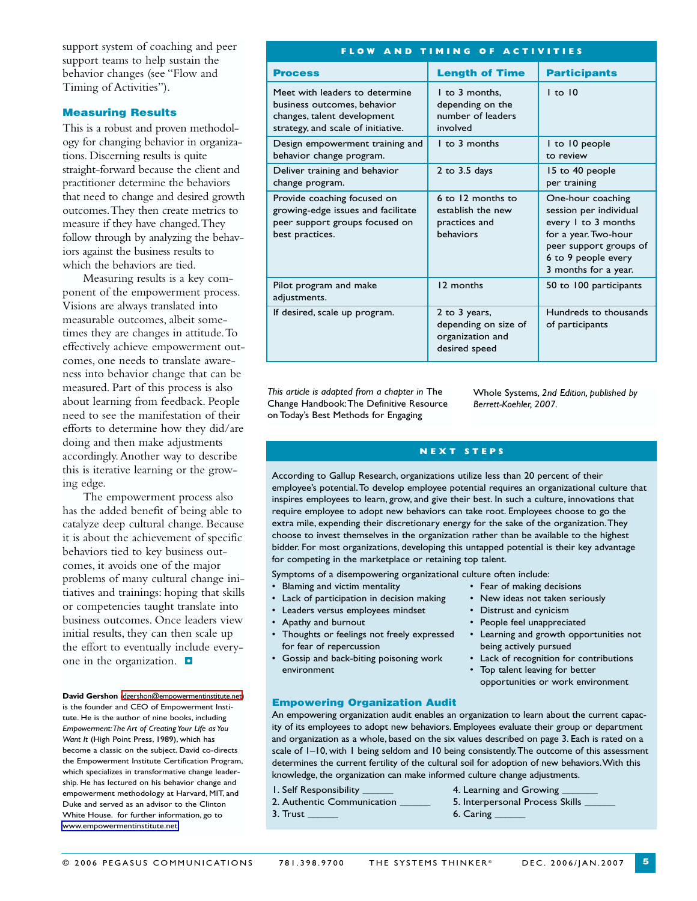support system of coaching and peer support teams to help sustain the behavior changes (see "Flow and Timing of Activities").

### Measuring Results

This is a robust and proven methodology for changing behavior in organizations. Discerning results is quite straight-forward because the client and practitioner determine the behaviors that need to change and desired growth outcomes. They then create metrics to measure if they have changed. They follow through by analyzing the behaviors against the business results to which the behaviors are tied.

Measuring results is a key component of the empowerment process. Visions are always translated into measurable outcomes, albeit sometimes they are changes in attitude. To effectively achieve empowerment outcomes, one needs to translate awareness into behavior change that can be measured. Part of this process is also about learning from feedback. People need to see the manifestation of their efforts to determine how they did/are doing and then make adjustments accordingly. Another way to describe this is iterative learning or the growing edge.

The empowerment process also has the added benefit of being able to catalyze deep cultural change. Because it is about the achievement of specific behaviors tied to key business outcomes, it avoids one of the major problems of many cultural change initiatives and trainings: hoping that skills or competencies taught translate into business outcomes. Once leaders view initial results, they can then scale up the effort to eventually include everyone in the organization. ◘

**David Gershon** (dgershon@empowermentinstitute.net) is the founder and CEO of Empowerment Institute. He is the author of nine books, including *Empowerment: The Art of Creating Your Life as You Want It* (High Point Press, 1989), which has become a classic on the subject. David co-directs the Empowerment Institute Certification Program, which specializes in transformative change leadership. He has lectured on his behavior change and empowerment methodology at Harvard, MIT, and Duke and served as an advisor to the Clinton White House. for further information, go to www.empowermentinstitute.net

### FLOW AND TIMING OF ACTIVITIES

| Process | Length of Time | Participants |
|---|---|---|
| Meet with leaders to determine business outcomes, behavior changes, talent development strategy, and scale of initiative. | 1 to 3 months, depending on the number of leaders involved | 1 to 10 |
| Design empowerment training and behavior change program. | 1 to 3 months | 1 to 10 people to review |
| Deliver training and behavior change program. | 2 to 3.5 days | 15 to 40 people per training |
| Provide coaching focused on growing-edge issues and facilitate peer support groups focused on best practices. | 6 to 12 months to establish the new practices and behaviors | One-hour coaching session per individual every 1 to 3 months for a year. Two-hour peer support groups of 6 to 9 people every 3 months for a year. |
| Pilot program and make adjustments. | 12 months | 50 to 100 participants |
| If desired, scale up program. | 2 to 3 years, depending on size of organization and desired speed | Hundreds to thousands of participants |

*This article is adapted from a chapter in* The Change Handbook: The Definitive Resource on Today's Best Methods for Engaging Whole Systems, *2nd Edition, published by Berrett-Koehler, 2007.*

### NEXT STEPS

According to Gallup Research, organizations utilize less than 20 percent of their employee's potential. To develop employee potential requires an organizational culture that inspires employees to learn, grow, and give their best. In such a culture, innovations that require employee to adopt new behaviors can take root. Employees choose to go the extra mile, expending their discretionary energy for the sake of the organization. They choose to invest themselves in the organization rather than be available to the highest bidder. For most organizations, developing this untapped potential is their key advantage for competing in the marketplace or retaining top talent.

Symptoms of a disempowering organizational culture often include:

- Blaming and victim mentality
- Lack of participation in decision making
- Leaders versus employees mindset
- Apathy and burnout
- Thoughts or feelings not freely expressed for fear of repercussion
- Gossip and back-biting poisoning work environment
- Fear of making decisions
- New ideas not taken seriously
- Distrust and cynicism
- People feel unappreciated
- Learning and growth opportunities not being actively pursued
- Lack of recognition for contributions
- Top talent leaving for better opportunities or work environment

#### Empowering Organization Audit

An empowering organization audit enables an organization to learn about the current capacity of its employees to adopt new behaviors. Employees evaluate their group or department and organization as a whole, based on the six values described on page 3. Each is rated on a scale of 1–10, with 1 being seldom and 10 being consistently. The outcome of this assessment determines the current fertility of the cultural soil for adoption of new behaviors. With this knowledge, the organization can make informed culture change adjustments.

1. Self Responsibility ______
2. Authentic Communication ______
3. Trust ______
4. Learning and Growing ______
5. Interpersonal Process Skills ______
6. Caring ______